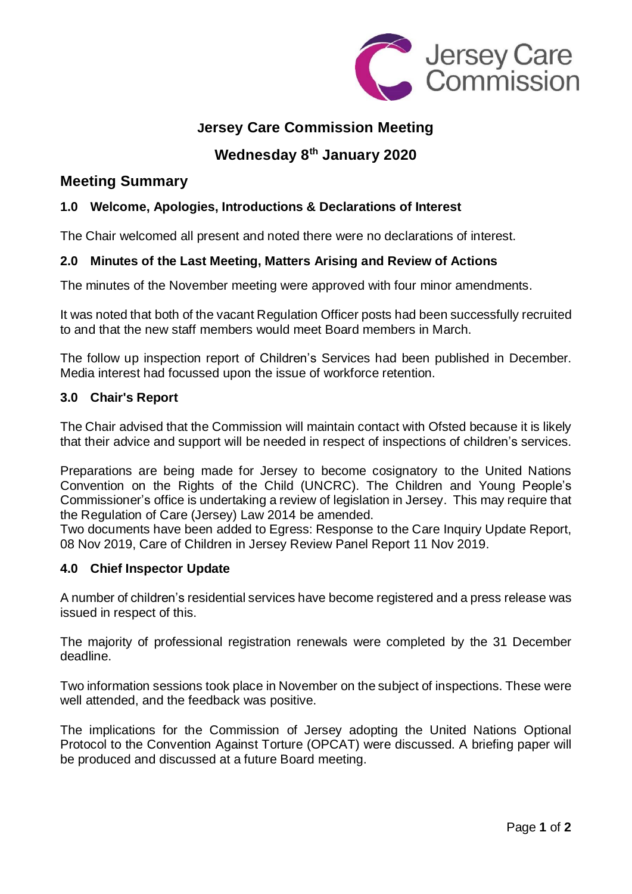Jersey Care Commission

# Jersey Care Commission Meeting

# Wednesday 8th January 2020

## Meeting Summary

### 1.0 Welcome, Apologies, Introductions & Declarations of Interest

The Chair welcomed all present and noted there were no declarations of interest.

### 2.0 Minutes of the Last Meeting, Matters Arising and Review of Actions

The minutes of the November meeting were approved with four minor amendments.

It was noted that both of the vacant Regulation Officer posts had been successfully recruited to and that the new staff members would meet Board members in March.

The follow up inspection report of Children's Services had been published in December. Media interest had focussed upon the issue of workforce retention.

### 3.0 Chair's Report

The Chair advised that the Commission will maintain contact with Ofsted because it is likely that their advice and support will be needed in respect of inspections of children's services.

Preparations are being made for Jersey to become cosignatory to the United Nations Convention on the Rights of the Child (UNCRC). The Children and Young People's Commissioner's office is undertaking a review of legislation in Jersey. This may require that the Regulation of Care (Jersey) Law 2014 be amended.
Two documents have been added to Egress: Response to the Care Inquiry Update Report, 08 Nov 2019, Care of Children in Jersey Review Panel Report 11 Nov 2019.

### 4.0 Chief Inspector Update

A number of children's residential services have become registered and a press release was issued in respect of this.

The majority of professional registration renewals were completed by the 31 December deadline.

Two information sessions took place in November on the subject of inspections. These were well attended, and the feedback was positive.

The implications for the Commission of Jersey adopting the United Nations Optional Protocol to the Convention Against Torture (OPCAT) were discussed. A briefing paper will be produced and discussed at a future Board meeting.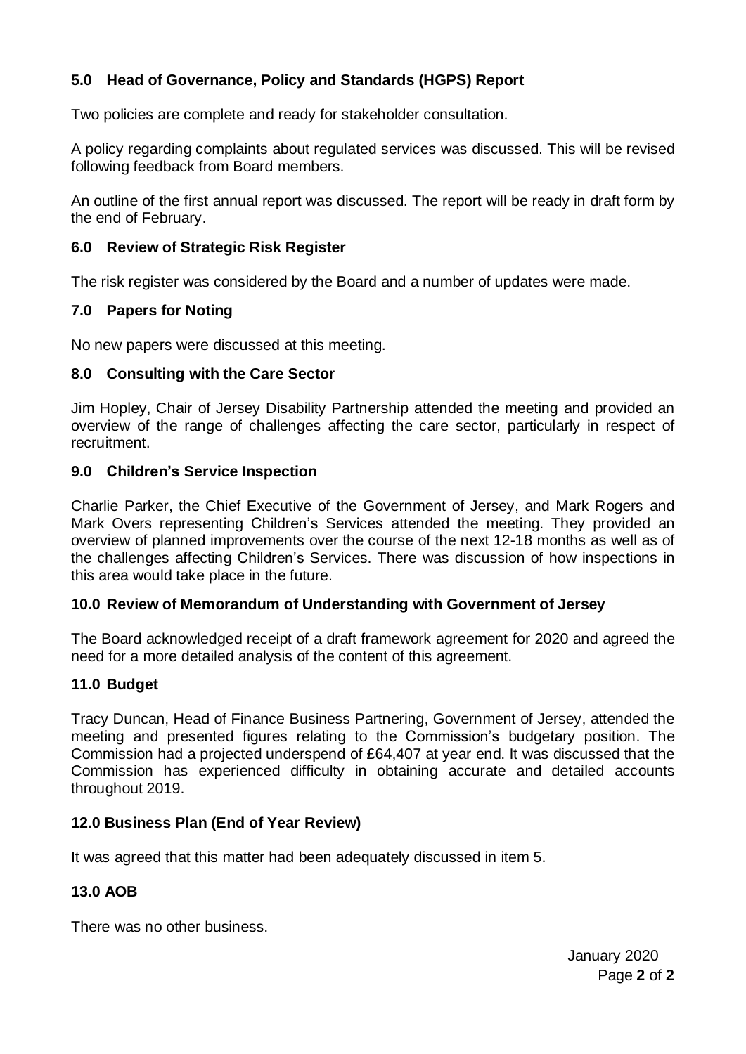## 5.0 Head of Governance, Policy and Standards (HGPS) Report

Two policies are complete and ready for stakeholder consultation.

A policy regarding complaints about regulated services was discussed. This will be revised following feedback from Board members.

An outline of the first annual report was discussed. The report will be ready in draft form by the end of February.

## 6.0 Review of Strategic Risk Register

The risk register was considered by the Board and a number of updates were made.

## 7.0 Papers for Noting

No new papers were discussed at this meeting.

## 8.0 Consulting with the Care Sector

Jim Hopley, Chair of Jersey Disability Partnership attended the meeting and provided an overview of the range of challenges affecting the care sector, particularly in respect of recruitment.

## 9.0 Children's Service Inspection

Charlie Parker, the Chief Executive of the Government of Jersey, and Mark Rogers and Mark Overs representing Children's Services attended the meeting. They provided an overview of planned improvements over the course of the next 12-18 months as well as of the challenges affecting Children's Services. There was discussion of how inspections in this area would take place in the future.

## 10.0 Review of Memorandum of Understanding with Government of Jersey

The Board acknowledged receipt of a draft framework agreement for 2020 and agreed the need for a more detailed analysis of the content of this agreement.

## 11.0 Budget

Tracy Duncan, Head of Finance Business Partnering, Government of Jersey, attended the meeting and presented figures relating to the Commission's budgetary position. The Commission had a projected underspend of £64,407 at year end. It was discussed that the Commission has experienced difficulty in obtaining accurate and detailed accounts throughout 2019.

## 12.0 Business Plan (End of Year Review)

It was agreed that this matter had been adequately discussed in item 5.

## 13.0 AOB

There was no other business.

January 2020